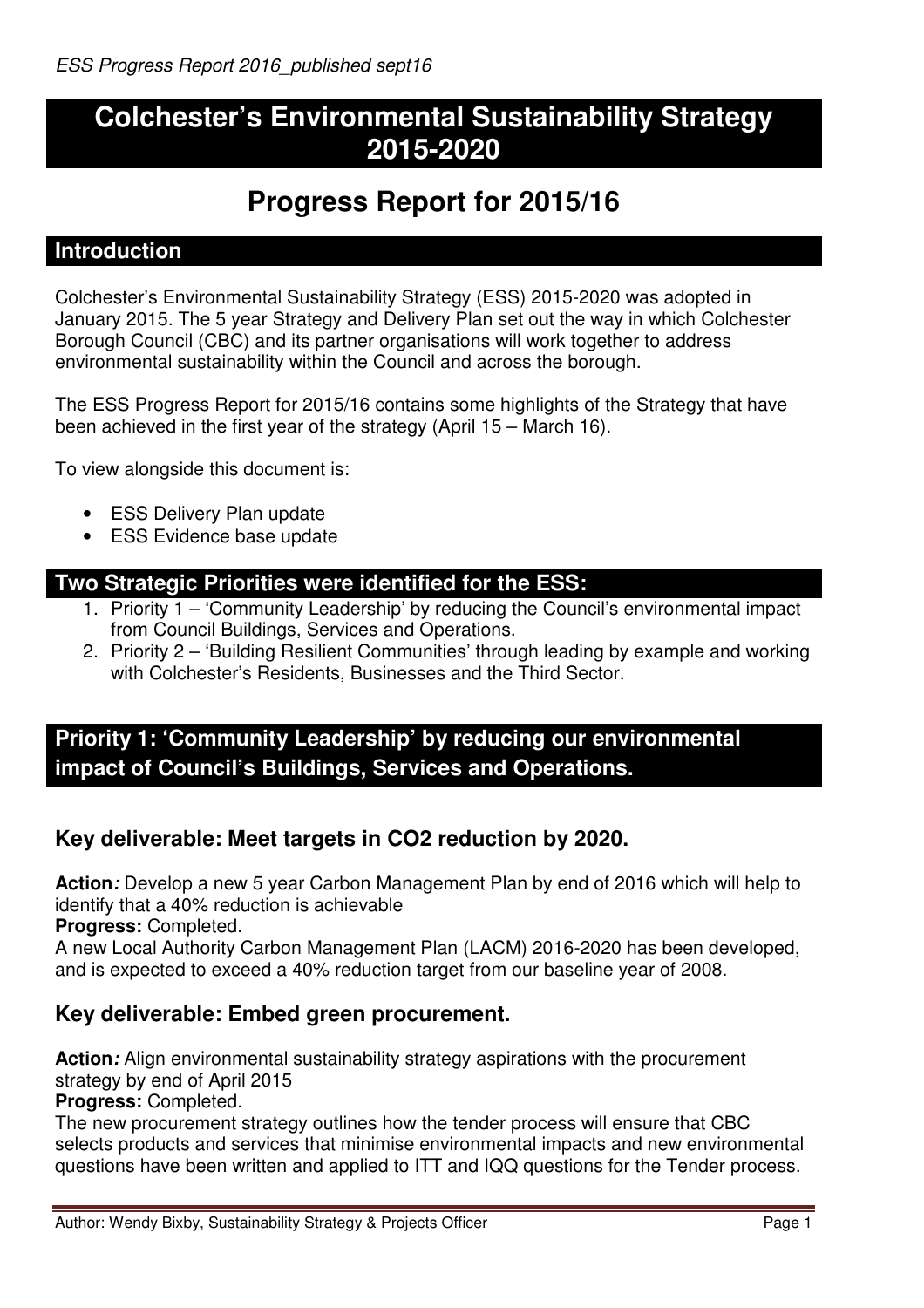# Colchester's Environmental Sustainability Strategy 2015-2020

# Progress Report for 2015/16

## Introduction

Colchester's Environmental Sustainability Strategy (ESS) 2015-2020 was adopted in January 2015. The 5 year Strategy and Delivery Plan set out the way in which Colchester Borough Council (CBC) and its partner organisations will work together to address environmental sustainability within the Council and across the borough.

The ESS Progress Report for 2015/16 contains some highlights of the Strategy that have been achieved in the first year of the strategy (April 15 – March 16).

To view alongside this document is:

- ESS Delivery Plan update
- ESS Evidence base update

## Two Strategic Priorities were identified for the ESS:

1. Priority 1 – 'Community Leadership' by reducing the Council's environmental impact from Council Buildings, Services and Operations.
2. Priority 2 – 'Building Resilient Communities' through leading by example and working with Colchester's Residents, Businesses and the Third Sector.

## Priority 1: 'Community Leadership' by reducing our environmental impact of Council's Buildings, Services and Operations.

### Key deliverable: Meet targets in $CO_2$ reduction by 2020.

**Action***:* Develop a new 5 year Carbon Management Plan by end of 2016 which will help to identify that a 40% reduction is achievable
**Progress:** Completed.
A new Local Authority Carbon Management Plan (LACM) 2016-2020 has been developed, and is expected to exceed a 40% reduction target from our baseline year of 2008.

### Key deliverable: Embed green procurement.

**Action***:* Align environmental sustainability strategy aspirations with the procurement strategy by end of April 2015
**Progress:** Completed.
The new procurement strategy outlines how the tender process will ensure that CBC selects products and services that minimise environmental impacts and new environmental questions have been written and applied to ITT and IQQ questions for the Tender process.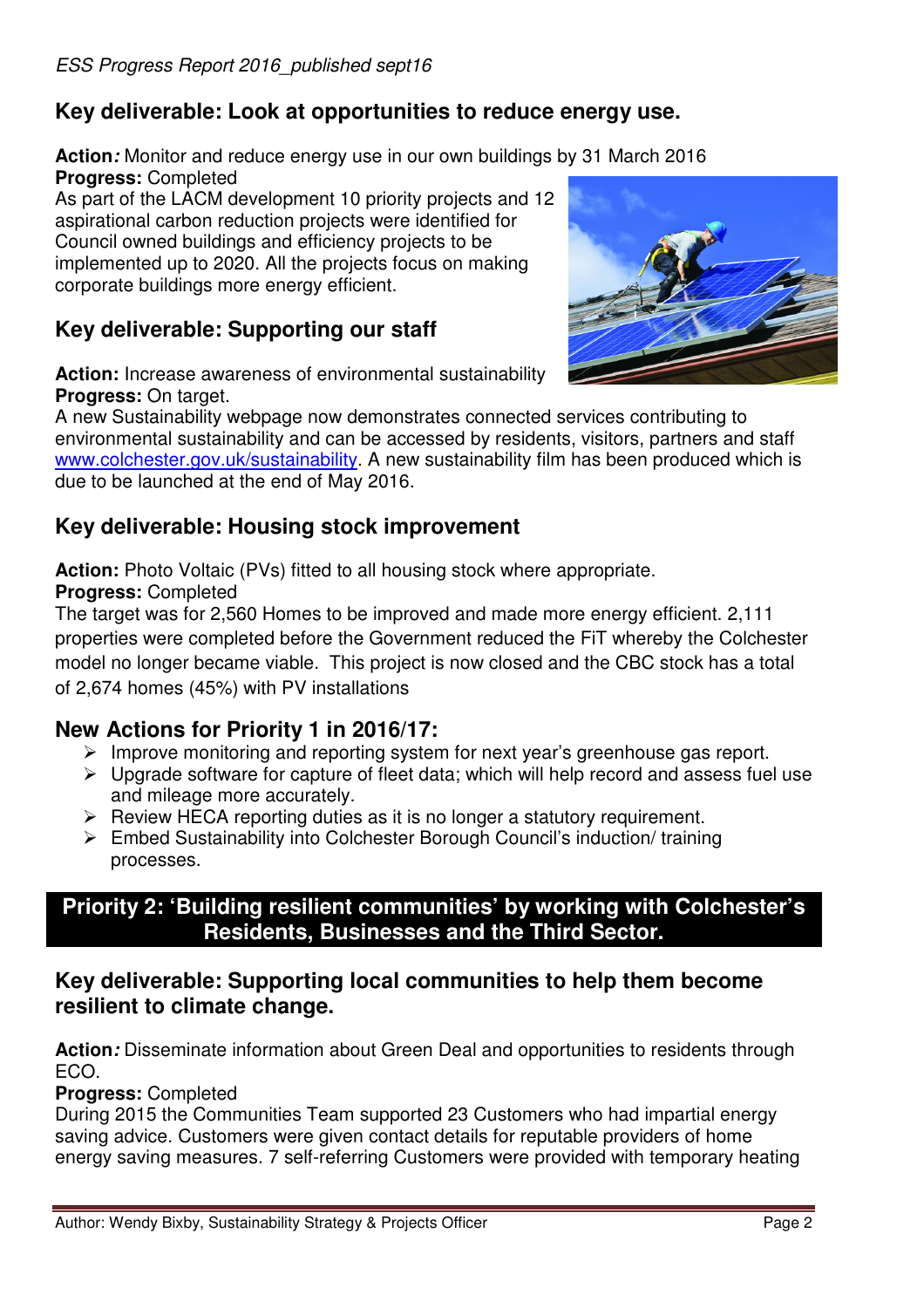## Key deliverable: Look at opportunities to reduce energy use.

**Action*:*** Monitor and reduce energy use in our own buildings by 31 March 2016
**Progress:** Completed
As part of the LACM development 10 priority projects and 12 aspirational carbon reduction projects were identified for Council owned buildings and efficiency projects to be implemented up to 2020. All the projects focus on making corporate buildings more energy efficient.

## Key deliverable: Supporting our staff

**Action:** Increase awareness of environmental sustainability
**Progress:** On target.
A new Sustainability webpage now demonstrates connected services contributing to environmental sustainability and can be accessed by residents, visitors, partners and staff www.colchester.gov.uk/sustainability. A new sustainability film has been produced which is due to be launched at the end of May 2016.

## Key deliverable: Housing stock improvement

**Action:** Photo Voltaic (PVs) fitted to all housing stock where appropriate.
**Progress:** Completed
The target was for 2,560 Homes to be improved and made more energy efficient. 2,111 properties were completed before the Government reduced the FiT whereby the Colchester model no longer became viable. This project is now closed and the CBC stock has a total of 2,674 homes (45%) with PV installations

## New Actions for Priority 1 in 2016/17:

- Improve monitoring and reporting system for next year's greenhouse gas report.
- Upgrade software for capture of fleet data; which will help record and assess fuel use and mileage more accurately.
- Review HECA reporting duties as it is no longer a statutory requirement.
- Embed Sustainability into Colchester Borough Council's induction/ training processes.

# Priority 2: 'Building resilient communities' by working with Colchester's Residents, Businesses and the Third Sector.

## Key deliverable: Supporting local communities to help them become resilient to climate change.

**Action*:*** Disseminate information about Green Deal and opportunities to residents through ECO.
**Progress:** Completed
During 2015 the Communities Team supported 23 Customers who had impartial energy saving advice. Customers were given contact details for reputable providers of home energy saving measures. 7 self-referring Customers were provided with temporary heating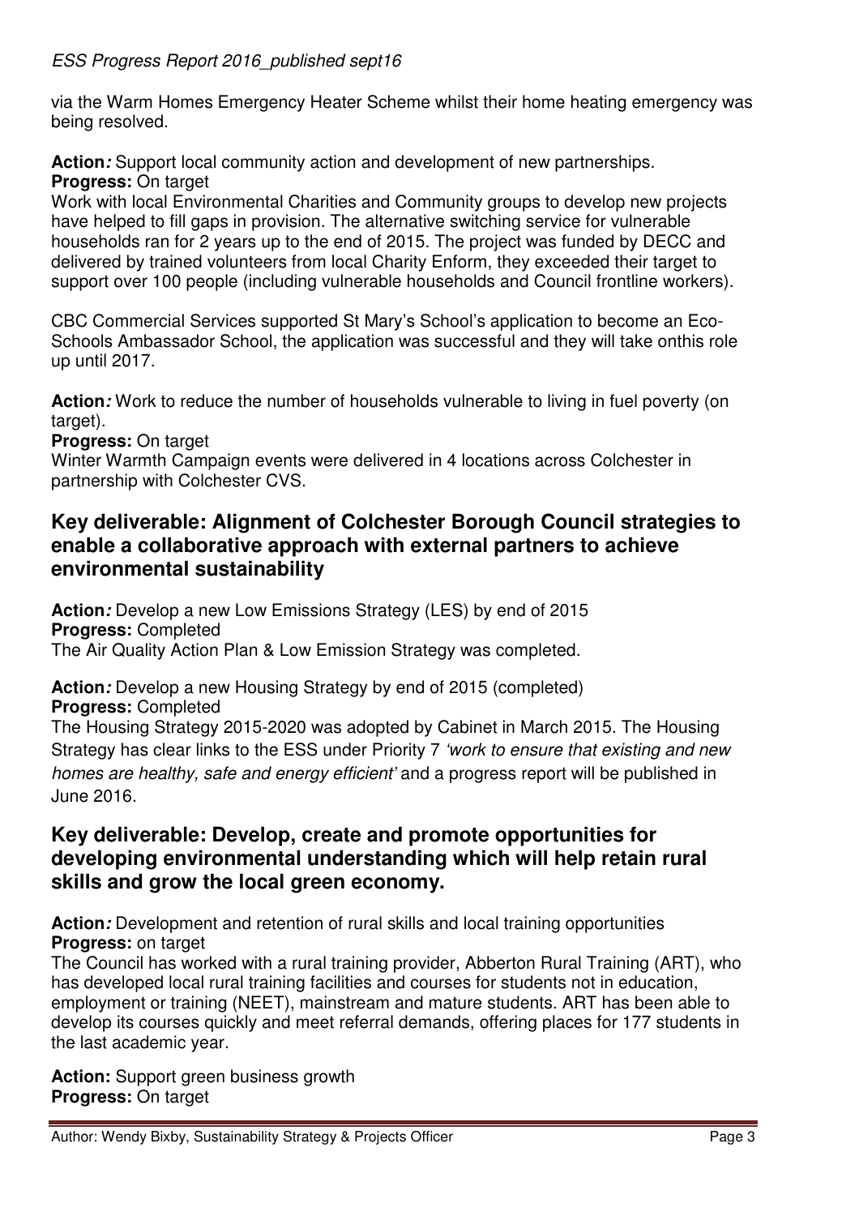via the Warm Homes Emergency Heater Scheme whilst their home heating emergency was being resolved.

**Action***:* Support local community action and development of new partnerships.
**Progress:** On target
Work with local Environmental Charities and Community groups to develop new projects have helped to fill gaps in provision. The alternative switching service for vulnerable households ran for 2 years up to the end of 2015. The project was funded by DECC and delivered by trained volunteers from local Charity Enform, they exceeded their target to support over 100 people (including vulnerable households and Council frontline workers).

CBC Commercial Services supported St Mary's School's application to become an Eco-Schools Ambassador School, the application was successful and they will take onthis role up until 2017.

**Action***:* Work to reduce the number of households vulnerable to living in fuel poverty (on target).
**Progress:** On target
Winter Warmth Campaign events were delivered in 4 locations across Colchester in partnership with Colchester CVS.

## Key deliverable: Alignment of Colchester Borough Council strategies to enable a collaborative approach with external partners to achieve environmental sustainability

**Action***:* Develop a new Low Emissions Strategy (LES) by end of 2015
**Progress:** Completed
The Air Quality Action Plan & Low Emission Strategy was completed.

**Action***:* Develop a new Housing Strategy by end of 2015 (completed)
**Progress:** Completed
The Housing Strategy 2015-2020 was adopted by Cabinet in March 2015. The Housing Strategy has clear links to the ESS under Priority 7 *'work to ensure that existing and new homes are healthy, safe and energy efficient'* and a progress report will be published in June 2016.

## Key deliverable: Develop, create and promote opportunities for developing environmental understanding which will help retain rural skills and grow the local green economy.

**Action***:* Development and retention of rural skills and local training opportunities
**Progress:** on target
The Council has worked with a rural training provider, Abberton Rural Training (ART), who has developed local rural training facilities and courses for students not in education, employment or training (NEET), mainstream and mature students. ART has been able to develop its courses quickly and meet referral demands, offering places for 177 students in the last academic year.

**Action:** Support green business growth
**Progress:** On target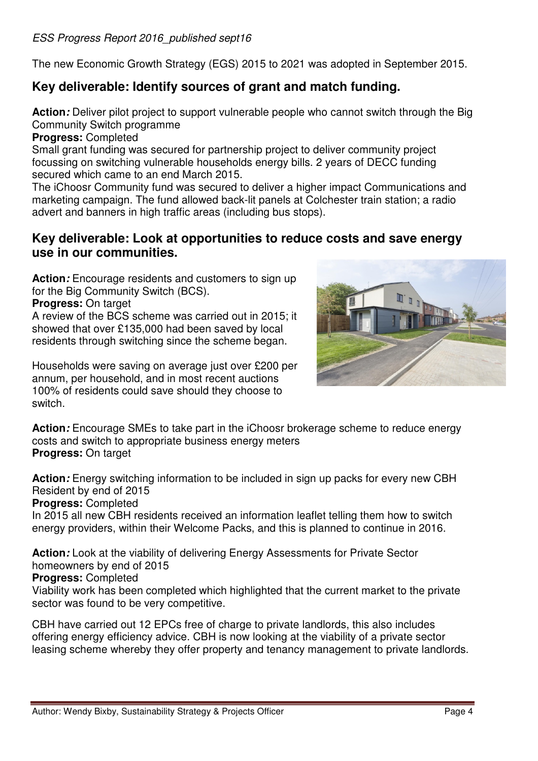*ESS Progress Report 2016_published sept16*

The new Economic Growth Strategy (EGS) 2015 to 2021 was adopted in September 2015.

## Key deliverable: Identify sources of grant and match funding.

**Action*:*** Deliver pilot project to support vulnerable people who cannot switch through the Big Community Switch programme
**Progress:** Completed
Small grant funding was secured for partnership project to deliver community project focussing on switching vulnerable households energy bills. 2 years of DECC funding secured which came to an end March 2015.
The iChoosr Community fund was secured to deliver a higher impact Communications and marketing campaign. The fund allowed back-lit panels at Colchester train station; a radio advert and banners in high traffic areas (including bus stops).

## Key deliverable: Look at opportunities to reduce costs and save energy use in our communities.

**Action*:*** Encourage residents and customers to sign up for the Big Community Switch (BCS).
**Progress:** On target
A review of the BCS scheme was carried out in 2015; it showed that over £135,000 had been saved by local residents through switching since the scheme began.

Households were saving on average just over £200 per annum, per household, and in most recent auctions 100% of residents could save should they choose to switch.

**Action*:*** Encourage SMEs to take part in the iChoosr brokerage scheme to reduce energy costs and switch to appropriate business energy meters
**Progress:** On target

**Action*:*** Energy switching information to be included in sign up packs for every new CBH Resident by end of 2015
**Progress:** Completed
In 2015 all new CBH residents received an information leaflet telling them how to switch energy providers, within their Welcome Packs, and this is planned to continue in 2016.

**Action*:*** Look at the viability of delivering Energy Assessments for Private Sector homeowners by end of 2015
**Progress:** Completed
Viability work has been completed which highlighted that the current market to the private sector was found to be very competitive.

CBH have carried out 12 EPCs free of charge to private landlords, this also includes offering energy efficiency advice. CBH is now looking at the viability of a private sector leasing scheme whereby they offer property and tenancy management to private landlords.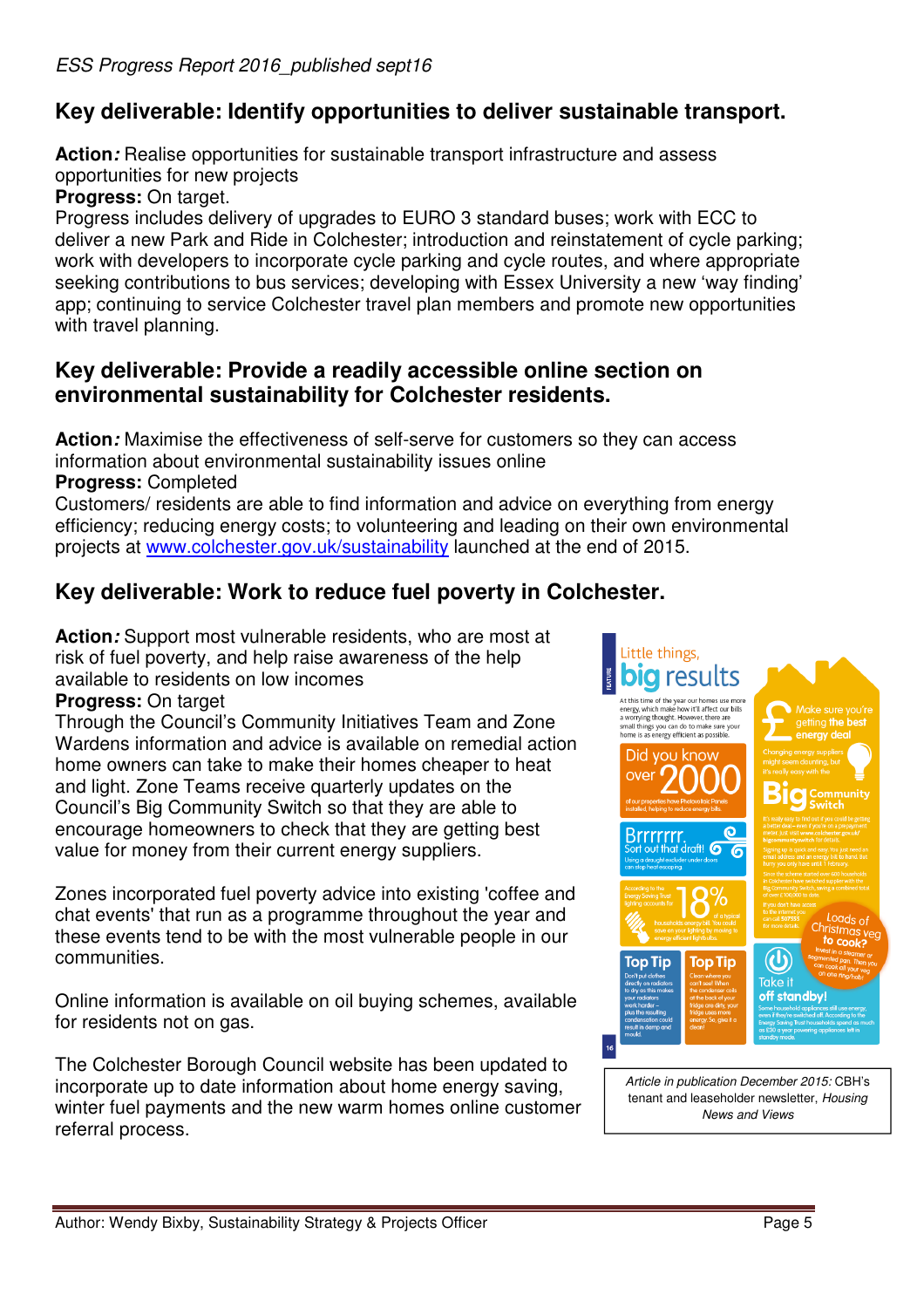## Key deliverable: Identify opportunities to deliver sustainable transport.

**Action:** Realise opportunities for sustainable transport infrastructure and assess opportunities for new projects

**Progress:** On target.

Progress includes delivery of upgrades to EURO 3 standard buses; work with ECC to deliver a new Park and Ride in Colchester; introduction and reinstatement of cycle parking; work with developers to incorporate cycle parking and cycle routes, and where appropriate seeking contributions to bus services; developing with Essex University a new 'way finding' app; continuing to service Colchester travel plan members and promote new opportunities with travel planning.

## Key deliverable: Provide a readily accessible online section on environmental sustainability for Colchester residents.

**Action:** Maximise the effectiveness of self-serve for customers so they can access information about environmental sustainability issues online

**Progress:** Completed

Customers/ residents are able to find information and advice on everything from energy efficiency; reducing energy costs; to volunteering and leading on their own environmental projects at www.colchester.gov.uk/sustainability launched at the end of 2015.

## Key deliverable: Work to reduce fuel poverty in Colchester.

**Action:** Support most vulnerable residents, who are most at risk of fuel poverty, and help raise awareness of the help available to residents on low incomes

**Progress:** On target

Through the Council's Community Initiatives Team and Zone Wardens information and advice is available on remedial action home owners can take to make their homes cheaper to heat and light. Zone Teams receive quarterly updates on the Council's Big Community Switch so that they are able to encourage homeowners to check that they are getting best value for money from their current energy suppliers.

Zones incorporated fuel poverty advice into existing 'coffee and chat events' that run as a programme throughout the year and these events tend to be with the most vulnerable people in our communities.

Online information is available on oil buying schemes, available for residents not on gas.

The Colchester Borough Council website has been updated to incorporate up to date information about home energy saving, winter fuel payments and the new warm homes online customer referral process.

*Article in publication December 2015:* CBH's tenant and leaseholder newsletter, *Housing News and Views*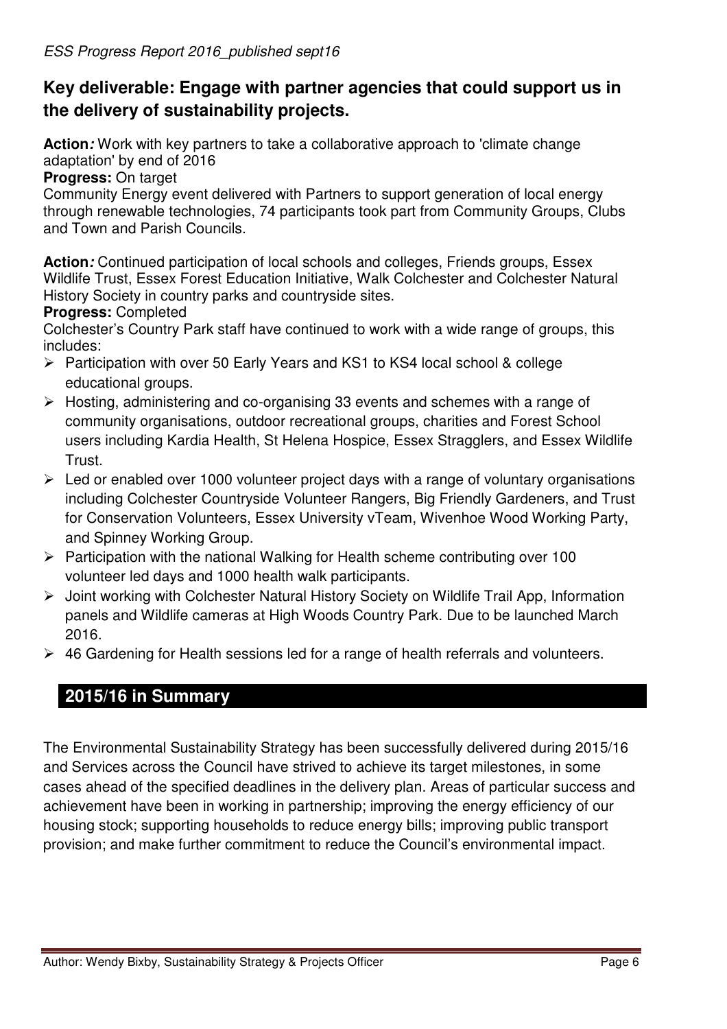## Key deliverable: Engage with partner agencies that could support us in the delivery of sustainability projects.

**Action*:*** Work with key partners to take a collaborative approach to 'climate change adaptation' by end of 2016

**Progress:** On target

Community Energy event delivered with Partners to support generation of local energy through renewable technologies, 74 participants took part from Community Groups, Clubs and Town and Parish Councils.

**Action*:*** Continued participation of local schools and colleges, Friends groups, Essex Wildlife Trust, Essex Forest Education Initiative, Walk Colchester and Colchester Natural History Society in country parks and countryside sites.

**Progress:** Completed

Colchester's Country Park staff have continued to work with a wide range of groups, this includes:

- Participation with over 50 Early Years and KS1 to KS4 local school & college educational groups.
- Hosting, administering and co-organising 33 events and schemes with a range of community organisations, outdoor recreational groups, charities and Forest School users including Kardia Health, St Helena Hospice, Essex Stragglers, and Essex Wildlife Trust.
- Led or enabled over 1000 volunteer project days with a range of voluntary organisations including Colchester Countryside Volunteer Rangers, Big Friendly Gardeners, and Trust for Conservation Volunteers, Essex University vTeam, Wivenhoe Wood Working Party, and Spinney Working Group.
- Participation with the national Walking for Health scheme contributing over 100 volunteer led days and 1000 health walk participants.
- Joint working with Colchester Natural History Society on Wildlife Trail App, Information panels and Wildlife cameras at High Woods Country Park. Due to be launched March 2016.
- 46 Gardening for Health sessions led for a range of health referrals and volunteers.

## 2015/16 in Summary

The Environmental Sustainability Strategy has been successfully delivered during 2015/16 and Services across the Council have strived to achieve its target milestones, in some cases ahead of the specified deadlines in the delivery plan. Areas of particular success and achievement have been in working in partnership; improving the energy efficiency of our housing stock; supporting households to reduce energy bills; improving public transport provision; and make further commitment to reduce the Council's environmental impact.